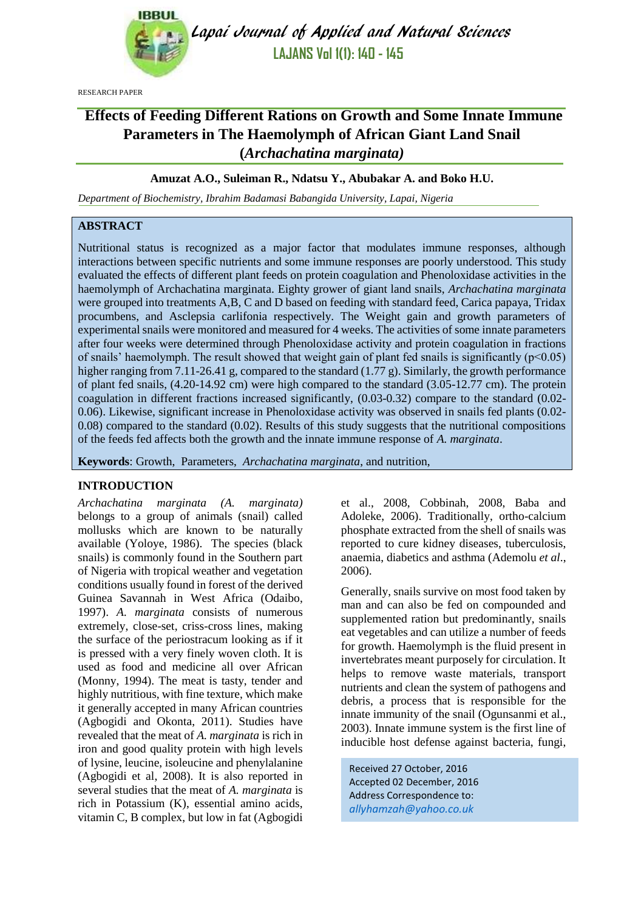RESEARCH PAPER

# Effects of Feeding Different Rations on Growth and Some Innate Immune Parameters in The Haemolymph of African Giant Land Snail (*Archachatina marginata)*

**Amuzat A.O., Suleiman R., Ndatsu Y., Abubakar A. and Boko H.U.**

*Department of Biochemistry, Ibrahim Badamasi Babangida University, Lapai, Nigeria*

## ABSTRACT

Nutritional status is recognized as a major factor that modulates immune responses, although interactions between specific nutrients and some immune responses are poorly understood. This study evaluated the effects of different plant feeds on protein coagulation and Phenoloxidase activities in the haemolymph of Archachatina marginata. Eighty grower of giant land snails, *Archachatina marginata* were grouped into treatments A,B, C and D based on feeding with standard feed, Carica papaya, Tridax procumbens, and Asclepsia carlifonia respectively. The Weight gain and growth parameters of experimental snails were monitored and measured for 4 weeks. The activities of some innate parameters after four weeks were determined through Phenoloxidase activity and protein coagulation in fractions of snails' haemolymph. The result showed that weight gain of plant fed snails is significantly ($p<0.05$) higher ranging from 7.11-26.41 g, compared to the standard (1.77 g). Similarly, the growth performance of plant fed snails, (4.20-14.92 cm) were high compared to the standard (3.05-12.77 cm). The protein coagulation in different fractions increased significantly, (0.03-0.32) compare to the standard (0.02-0.06). Likewise, significant increase in Phenoloxidase activity was observed in snails fed plants (0.02-0.08) compared to the standard (0.02). Results of this study suggests that the nutritional compositions of the feeds fed affects both the growth and the innate immune response of *A. marginata*.

**Keywords**: Growth, Parameters, *Archachatina marginata*, and nutrition,

## INTRODUCTION

*Archachatina marginata (A. marginata)* belongs to a group of animals (snail) called mollusks which are known to be naturally available (Yoloye, 1986). The species (black snails) is commonly found in the Southern part of Nigeria with tropical weather and vegetation conditions usually found in forest of the derived Guinea Savannah in West Africa (Odaibo, 1997). *A. marginata* consists of numerous extremely, close-set, criss-cross lines, making the surface of the periostracum looking as if it is pressed with a very finely woven cloth. It is used as food and medicine all over African (Monny, 1994). The meat is tasty, tender and highly nutritious, with fine texture, which make it generally accepted in many African countries (Agbogidi and Okonta, 2011). Studies have revealed that the meat of *A. marginata* is rich in iron and good quality protein with high levels of lysine, leucine, isoleucine and phenylalanine (Agbogidi et al, 2008). It is also reported in several studies that the meat of *A. marginata* is rich in Potassium (K), essential amino acids, vitamin C, B complex, but low in fat (Agbogidi et al., 2008, Cobbinah, 2008, Baba and Adoleke, 2006). Traditionally, ortho-calcium phosphate extracted from the shell of snails was reported to cure kidney diseases, tuberculosis, anaemia, diabetics and asthma (Ademolu *et al*., 2006).

Generally, snails survive on most food taken by man and can also be fed on compounded and supplemented ration but predominantly, snails eat vegetables and can utilize a number of feeds for growth. Haemolymph is the fluid present in invertebrates meant purposely for circulation. It helps to remove waste materials, transport nutrients and clean the system of pathogens and debris, a process that is responsible for the innate immunity of the snail (Ogunsanmi et al., 2003). Innate immune system is the first line of inducible host defense against bacteria, fungi,

Received 27 October, 2016
Accepted 02 December, 2016
Address Correspondence to:
*allyhamzah@yahoo.co.uk*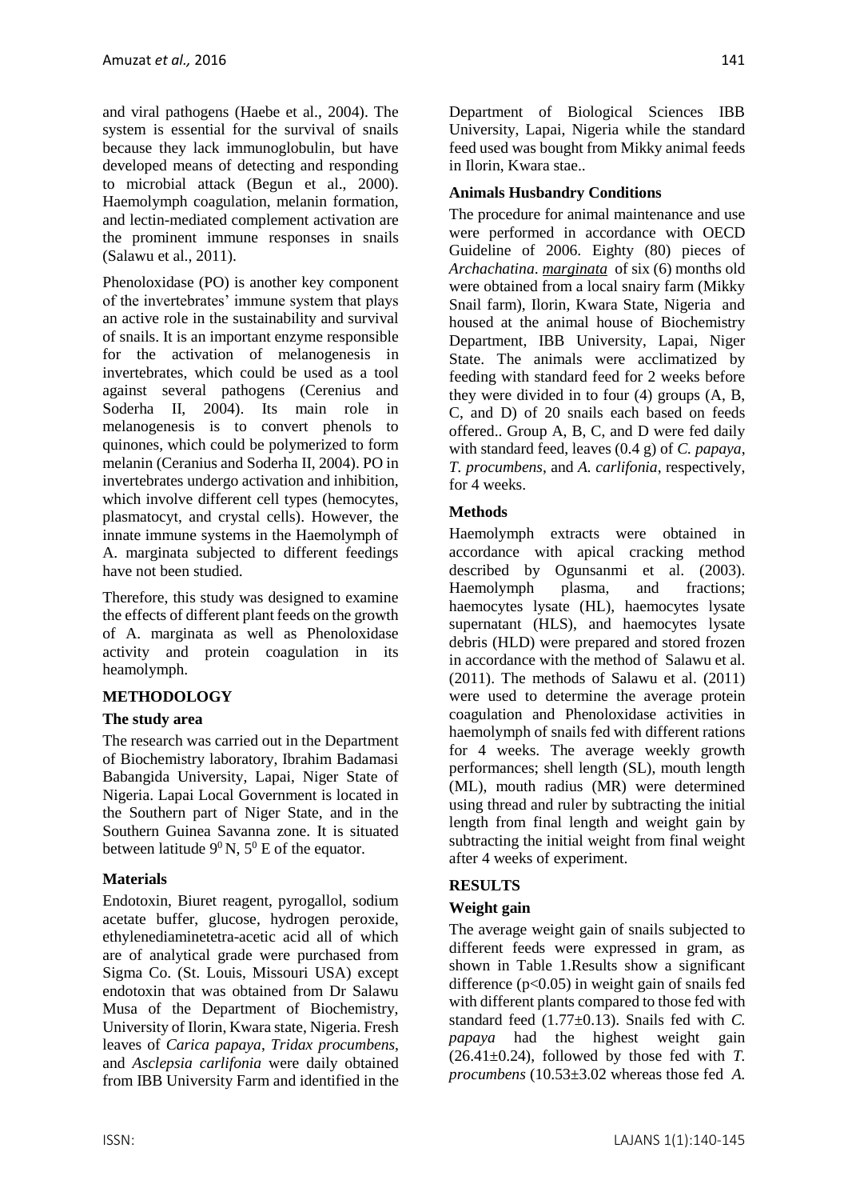and viral pathogens (Haebe et al., 2004). The system is essential for the survival of snails because they lack immunoglobulin, but have developed means of detecting and responding to microbial attack (Begun et al., 2000). Haemolymph coagulation, melanin formation, and lectin-mediated complement activation are the prominent immune responses in snails (Salawu et al., 2011).

Phenoloxidase (PO) is another key component of the invertebrates' immune system that plays an active role in the sustainability and survival of snails. It is an important enzyme responsible for the activation of melanogenesis in invertebrates, which could be used as a tool against several pathogens (Cerenius and Soderha II, 2004). Its main role in melanogenesis is to convert phenols to quinones, which could be polymerized to form melanin (Ceranius and Soderha II, 2004). PO in invertebrates undergo activation and inhibition, which involve different cell types (hemocytes, plasmatocyt, and crystal cells). However, the innate immune systems in the Haemolymph of A. marginata subjected to different feedings have not been studied.

Therefore, this study was designed to examine the effects of different plant feeds on the growth of A. marginata as well as Phenoloxidase activity and protein coagulation in its heamolymph.

## METHODOLOGY

### The study area

The research was carried out in the Department of Biochemistry laboratory, Ibrahim Badamasi Babangida University, Lapai, Niger State of Nigeria. Lapai Local Government is located in the Southern part of Niger State, and in the Southern Guinea Savanna zone. It is situated between latitude $9^0$ N, $5^0$ E of the equator.

### Materials

Endotoxin, Biuret reagent, pyrogallol, sodium acetate buffer, glucose, hydrogen peroxide, ethylenediaminetetra-acetic acid all of which are of analytical grade were purchased from Sigma Co. (St. Louis, Missouri USA) except endotoxin that was obtained from Dr Salawu Musa of the Department of Biochemistry, University of Ilorin, Kwara state, Nigeria. Fresh leaves of *Carica papaya*, *Tridax procumbens*, and *Asclepsia carlifonia* were daily obtained from IBB University Farm and identified in the Department of Biological Sciences IBB University, Lapai, Nigeria while the standard feed used was bought from Mikky animal feeds in Ilorin, Kwara stae..

### Animals Husbandry Conditions

The procedure for animal maintenance and use were performed in accordance with OECD Guideline of 2006. Eighty (80) pieces of *Archachatina*. *marginata* of six (6) months old were obtained from a local snairy farm (Mikky Snail farm), Ilorin, Kwara State, Nigeria and housed at the animal house of Biochemistry Department, IBB University, Lapai, Niger State. The animals were acclimatized by feeding with standard feed for 2 weeks before they were divided in to four (4) groups (A, B, C, and D) of 20 snails each based on feeds offered.. Group A, B, C, and D were fed daily with standard feed, leaves (0.4 g) of *C. papaya*, *T. procumbens*, and *A. carlifonia*, respectively, for 4 weeks.

### Methods

Haemolymph extracts were obtained in accordance with apical cracking method described by Ogunsanmi et al. (2003). Haemolymph plasma, and fractions; haemocytes lysate (HL), haemocytes lysate supernatant (HLS), and haemocytes lysate debris (HLD) were prepared and stored frozen in accordance with the method of Salawu et al. (2011). The methods of Salawu et al. (2011) were used to determine the average protein coagulation and Phenoloxidase activities in haemolymph of snails fed with different rations for 4 weeks. The average weekly growth performances; shell length (SL), mouth length (ML), mouth radius (MR) were determined using thread and ruler by subtracting the initial length from final length and weight gain by subtracting the initial weight from final weight after 4 weeks of experiment.

## RESULTS

### Weight gain

The average weight gain of snails subjected to different feeds were expressed in gram, as shown in Table 1.Results show a significant difference ($p<0.05$) in weight gain of snails fed with different plants compared to those fed with standard feed (1.77±0.13). Snails fed with *C. papaya* had the highest weight gain (26.41±0.24), followed by those fed with *T. procumbens* (10.53±3.02 whereas those fed *A.*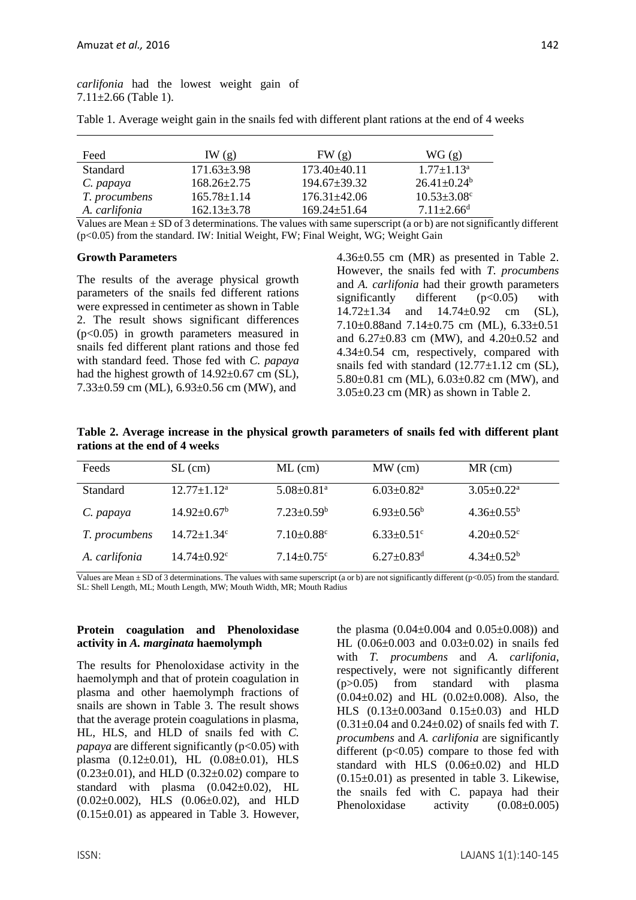*carlifonia* had the lowest weight gain of 7.11±2.66 (Table 1).

Table 1. Average weight gain in the snails fed with different plant rations at the end of 4 weeks

| Feed | IW (g) | FW (g) | WG (g) |
|---|---|---|---|
| Standard | 171.63±3.98 | 173.40±40.11 | 1.77±1.13[a] |
| *C. papaya* | 168.26±2.75 | 194.67±39.32 | 26.41±0.24[b] |
| *T. procumbens* | 165.78±1.14 | 176.31±42.06 | 10.53±3.08[c] |
| *A. carlifonia* | 162.13±3.78 | 169.24±51.64 | 7.11±2.66[d] |

Values are Mean ± SD of 3 determinations. The values with same superscript (a or b) are not significantly different (p<0.05) from the standard. IW: Initial Weight, FW; Final Weight, WG; Weight Gain

**Growth Parameters**

The results of the average physical growth parameters of the snails fed different rations were expressed in centimeter as shown in Table 2. The result shows significant differences (p<0.05) in growth parameters measured in snails fed different plant rations and those fed with standard feed. Those fed with *C. papaya* had the highest growth of 14.92±0.67 cm (SL), 7.33±0.59 cm (ML), 6.93±0.56 cm (MW), and 4.36±0.55 cm (MR) as presented in Table 2. However, the snails fed with *T. procumbens* and *A. carlifonia* had their growth parameters significantly different (p<0.05) with 14.72±1.34 and 14.74±0.92 cm (SL), 7.10±0.88and 7.14±0.75 cm (ML), 6.33±0.51 and 6.27±0.83 cm (MW), and 4.20±0.52 and 4.34±0.54 cm, respectively, compared with snails fed with standard (12.77±1.12 cm (SL), 5.80±0.81 cm (ML), 6.03±0.82 cm (MW), and 3.05±0.23 cm (MR) as shown in Table 2.

**Table 2. Average increase in the physical growth parameters of snails fed with different plant rations at the end of 4 weeks**

| Feeds | SL (cm) | ML (cm) | MW (cm) | MR (cm) |
|---|---|---|---|---|
| Standard | 12.77±1.12[a] | 5.08±0.81[a] | 6.03±0.82[a] | 3.05±0.22[a] |
| *C. papaya* | 14.92±0.67[b] | 7.23±0.59[b] | 6.93±0.56[b] | 4.36±0.55[b] |
| *T. procumbens* | 14.72±1.34[c] | 7.10±0.88[c] | 6.33±0.51[c] | 4.20±0.52[c] |
| *A. carlifonia* | 14.74±0.92[c] | 7.14±0.75[c] | 6.27±0.83[d] | 4.34±0.52[b] |

Values are Mean ± SD of 3 determinations. The values with same superscript (a or b) are not significantly different (p<0.05) from the standard. SL: Shell Length, ML; Mouth Length, MW; Mouth Width, MR; Mouth Radius

**Protein coagulation and Phenoloxidase activity in *A. marginata* haemolymph**

The results for Phenoloxidase activity in the haemolymph and that of protein coagulation in plasma and other haemolymph fractions of snails are shown in Table 3. The result shows that the average protein coagulations in plasma, HL, HLS, and HLD of snails fed with *C. papaya* are different significantly (p<0.05) with plasma (0.12±0.01), HL (0.08±0.01), HLS (0.23±0.01), and HLD (0.32±0.02) compare to standard with plasma (0.042±0.02), HL (0.02±0.002), HLS (0.06±0.02), and HLD (0.15±0.01) as appeared in Table 3. However, the plasma (0.04±0.004 and 0.05±0.008)) and HL (0.06±0.003 and 0.03±0.02) in snails fed with *T. procumbens* and *A. carlifonia*, respectively, were not significantly different (p>0.05) from standard with plasma (0.04±0.02) and HL (0.02±0.008). Also, the HLS (0.13±0.003and 0.15±0.03) and HLD (0.31±0.04 and 0.24±0.02) of snails fed with *T. procumbens* and *A. carlifonia* are significantly different (p<0.05) compare to those fed with standard with HLS (0.06±0.02) and HLD (0.15±0.01) as presented in table 3. Likewise, the snails fed with C. papaya had their Phenoloxidase activity (0.08±0.005)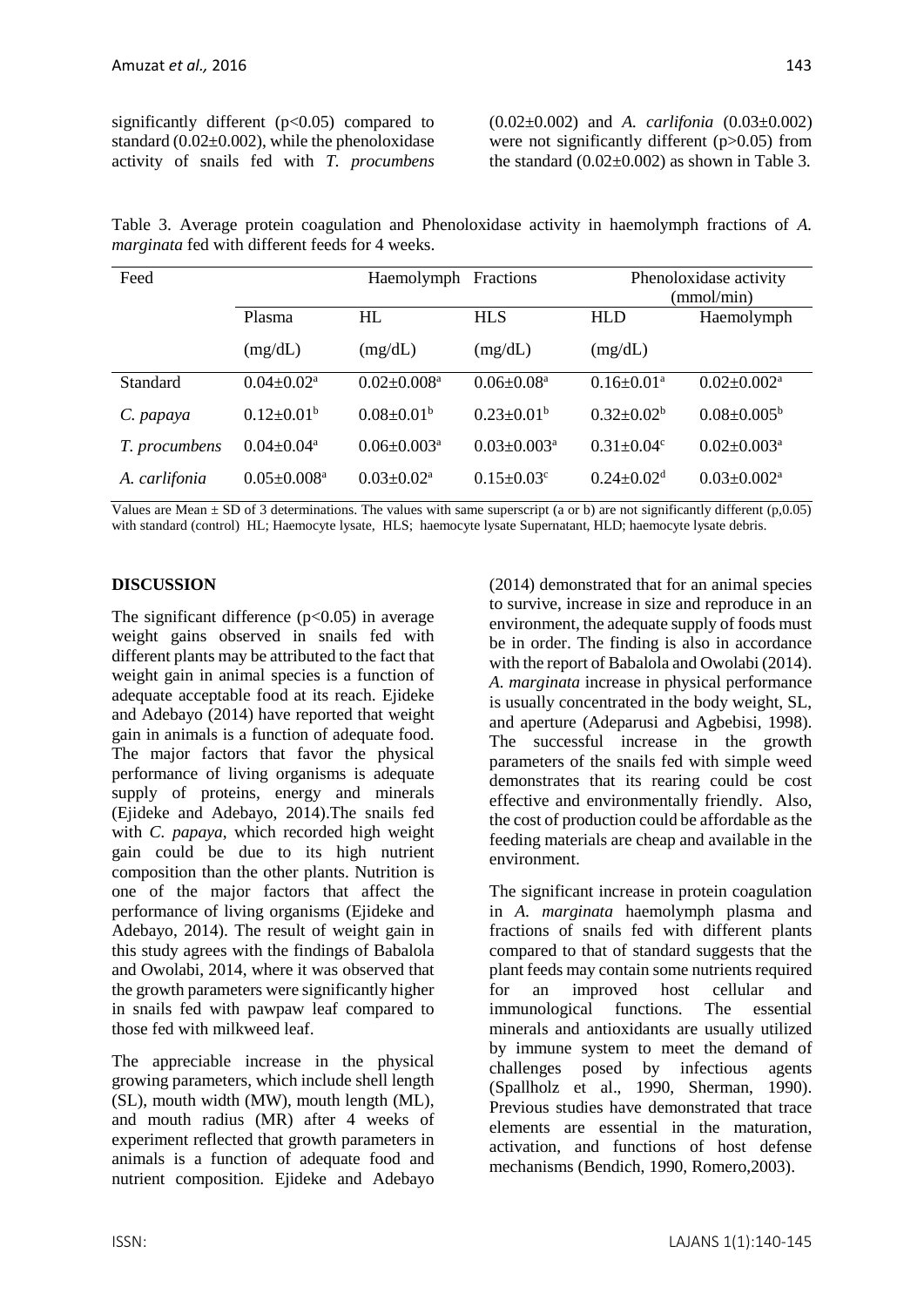significantly different ($p<0.05$) compared to standard ($0.02\pm0.002$), while the phenoloxidase activity of snails fed with *T. procumbens* ($0.02\pm0.002$) and *A. carlifonia* ($0.03\pm0.002$) were not significantly different ($p>0.05$) from the standard ($0.02\pm0.002$) as shown in Table 3.

Table 3. Average protein coagulation and Phenoloxidase activity in haemolymph fractions of *A. marginata* fed with different feeds for 4 weeks.

| Feed | Haemolymph Fractions | | | | Phenoloxidase activity (mmol/min) |
|---|---|---|---|---|---|
| | Plasma (mg/dL) | HL (mg/dL) | HLS (mg/dL) | HLD (mg/dL) | Haemolymph |
| Standard | $0.04\pm0.02^{a}$ | $0.02\pm0.008^{a}$ | $0.06\pm0.08^{a}$ | $0.16\pm0.01^{a}$ | $0.02\pm0.002^{a}$ |
| *C. papaya* | $0.12\pm0.01^{b}$ | $0.08\pm0.01^{b}$ | $0.23\pm0.01^{b}$ | $0.32\pm0.02^{b}$ | $0.08\pm0.005^{b}$ |
| *T. procumbens* | $0.04\pm0.04^{a}$ | $0.06\pm0.003^{a}$ | $0.03\pm0.003^{a}$ | $0.31\pm0.04^{c}$ | $0.02\pm0.003^{a}$ |
| *A. carlifonia* | $0.05\pm0.008^{a}$ | $0.03\pm0.02^{a}$ | $0.15\pm0.03^{c}$ | $0.24\pm0.02^{d}$ | $0.03\pm0.002^{a}$ |

Values are Mean ± SD of 3 determinations. The values with same superscript (a or b) are not significantly different (p,0.05) with standard (control) HL; Haemocyte lysate, HLS; haemocyte lysate Supernatant, HLD; haemocyte lysate debris.

## DISCUSSION

The significant difference ($p<0.05$) in average weight gains observed in snails fed with different plants may be attributed to the fact that weight gain in animal species is a function of adequate acceptable food at its reach. Ejideke and Adebayo (2014) have reported that weight gain in animals is a function of adequate food. The major factors that favor the physical performance of living organisms is adequate supply of proteins, energy and minerals (Ejideke and Adebayo, 2014).The snails fed with *C. papaya*, which recorded high weight gain could be due to its high nutrient composition than the other plants. Nutrition is one of the major factors that affect the performance of living organisms (Ejideke and Adebayo, 2014). The result of weight gain in this study agrees with the findings of Babalola and Owolabi, 2014, where it was observed that the growth parameters were significantly higher in snails fed with pawpaw leaf compared to those fed with milkweed leaf.

The appreciable increase in the physical growing parameters, which include shell length (SL), mouth width (MW), mouth length (ML), and mouth radius (MR) after 4 weeks of experiment reflected that growth parameters in animals is a function of adequate food and nutrient composition. Ejideke and Adebayo (2014) demonstrated that for an animal species to survive, increase in size and reproduce in an environment, the adequate supply of foods must be in order. The finding is also in accordance with the report of Babalola and Owolabi (2014). *A. marginata* increase in physical performance is usually concentrated in the body weight, SL, and aperture (Adeparusi and Agbebisi, 1998). The successful increase in the growth parameters of the snails fed with simple weed demonstrates that its rearing could be cost effective and environmentally friendly. Also, the cost of production could be affordable as the feeding materials are cheap and available in the environment.

The significant increase in protein coagulation in *A. marginata* haemolymph plasma and fractions of snails fed with different plants compared to that of standard suggests that the plant feeds may contain some nutrients required for an improved host cellular and immunological functions. The essential minerals and antioxidants are usually utilized by immune system to meet the demand of challenges posed by infectious agents (Spallholz et al., 1990, Sherman, 1990). Previous studies have demonstrated that trace elements are essential in the maturation, activation, and functions of host defense mechanisms (Bendich, 1990, Romero,2003).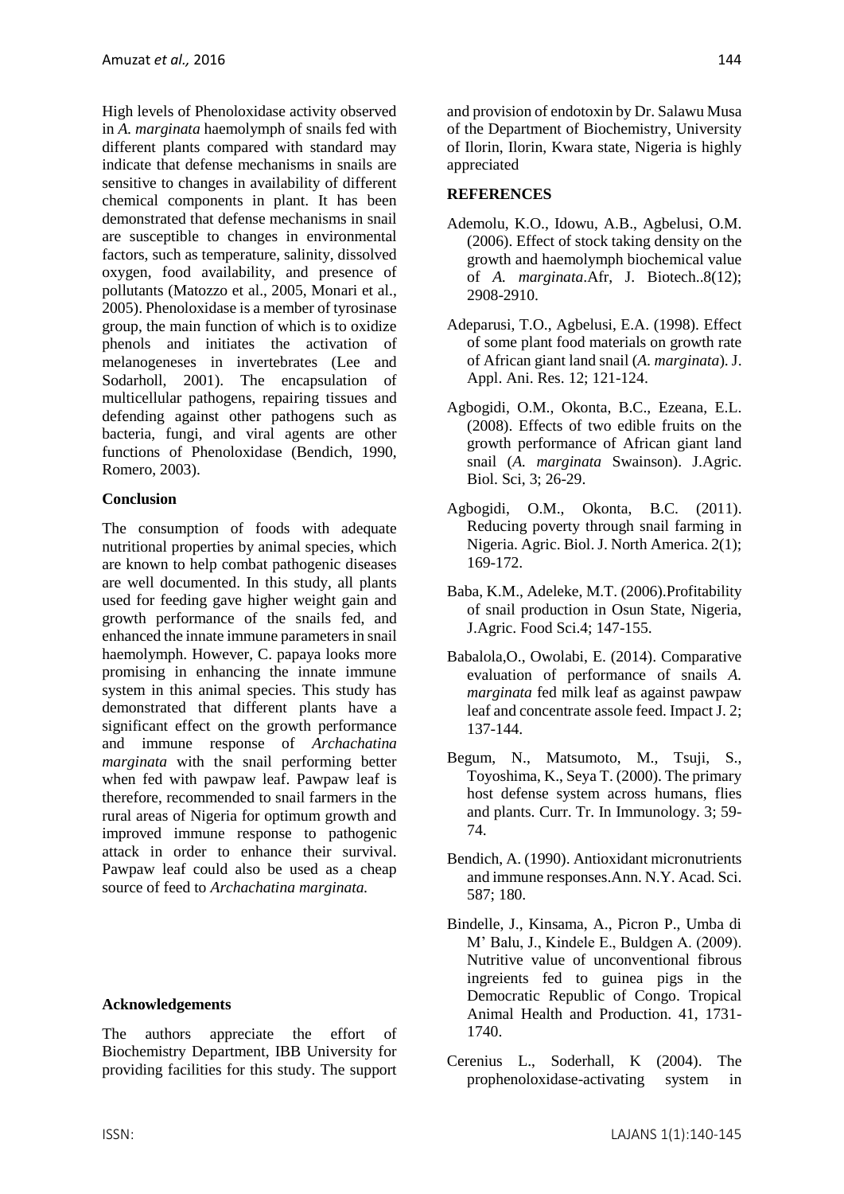High levels of Phenoloxidase activity observed in *A. marginata* haemolymph of snails fed with different plants compared with standard may indicate that defense mechanisms in snails are sensitive to changes in availability of different chemical components in plant. It has been demonstrated that defense mechanisms in snail are susceptible to changes in environmental factors, such as temperature, salinity, dissolved oxygen, food availability, and presence of pollutants (Matozzo et al., 2005, Monari et al., 2005). Phenoloxidase is a member of tyrosinase group, the main function of which is to oxidize phenols and initiates the activation of melanogeneses in invertebrates (Lee and Sodarholl, 2001). The encapsulation of multicellular pathogens, repairing tissues and defending against other pathogens such as bacteria, fungi, and viral agents are other functions of Phenoloxidase (Bendich, 1990, Romero, 2003).

**Conclusion**

The consumption of foods with adequate nutritional properties by animal species, which are known to help combat pathogenic diseases are well documented. In this study, all plants used for feeding gave higher weight gain and growth performance of the snails fed, and enhanced the innate immune parameters in snail haemolymph. However, C. papaya looks more promising in enhancing the innate immune system in this animal species. This study has demonstrated that different plants have a significant effect on the growth performance and immune response of *Archachatina marginata* with the snail performing better when fed with pawpaw leaf. Pawpaw leaf is therefore, recommended to snail farmers in the rural areas of Nigeria for optimum growth and improved immune response to pathogenic attack in order to enhance their survival. Pawpaw leaf could also be used as a cheap source of feed to *Archachatina marginata.*

**Acknowledgements**

The authors appreciate the effort of Biochemistry Department, IBB University for providing facilities for this study. The support and provision of endotoxin by Dr. Salawu Musa of the Department of Biochemistry, University of Ilorin, Ilorin, Kwara state, Nigeria is highly appreciated

**REFERENCES**

Ademolu, K.O., Idowu, A.B., Agbelusi, O.M. (2006). Effect of stock taking density on the growth and haemolymph biochemical value of *A. marginata*.Afr, J. Biotech..8(12); 2908-2910.

Adeparusi, T.O., Agbelusi, E.A. (1998). Effect of some plant food materials on growth rate of African giant land snail (*A. marginata*). J. Appl. Ani. Res. 12; 121-124.

Agbogidi, O.M., Okonta, B.C., Ezeana, E.L. (2008). Effects of two edible fruits on the growth performance of African giant land snail (*A. marginata* Swainson). J.Agric. Biol. Sci, 3; 26-29.

Agbogidi, O.M., Okonta, B.C. (2011). Reducing poverty through snail farming in Nigeria. Agric. Biol. J. North America. 2(1); 169-172.

Baba, K.M., Adeleke, M.T. (2006).Profitability of snail production in Osun State, Nigeria, J.Agric. Food Sci.4; 147-155.

Babalola,O., Owolabi, E. (2014). Comparative evaluation of performance of snails *A. marginata* fed milk leaf as against pawpaw leaf and concentrate assole feed. Impact J. 2; 137-144.

Begum, N., Matsumoto, M., Tsuji, S., Toyoshima, K., Seya T. (2000). The primary host defense system across humans, flies and plants. Curr. Tr. In Immunology. 3; 59-74.

Bendich, A. (1990). Antioxidant micronutrients and immune responses.Ann. N.Y. Acad. Sci. 587; 180.

Bindelle, J., Kinsama, A., Picron P., Umba di M' Balu, J., Kindele E., Buldgen A. (2009). Nutritive value of unconventional fibrous ingreients fed to guinea pigs in the Democratic Republic of Congo. Tropical Animal Health and Production. 41, 1731-1740.

Cerenius L., Soderhall, K (2004). The prophenoloxidase-activating system in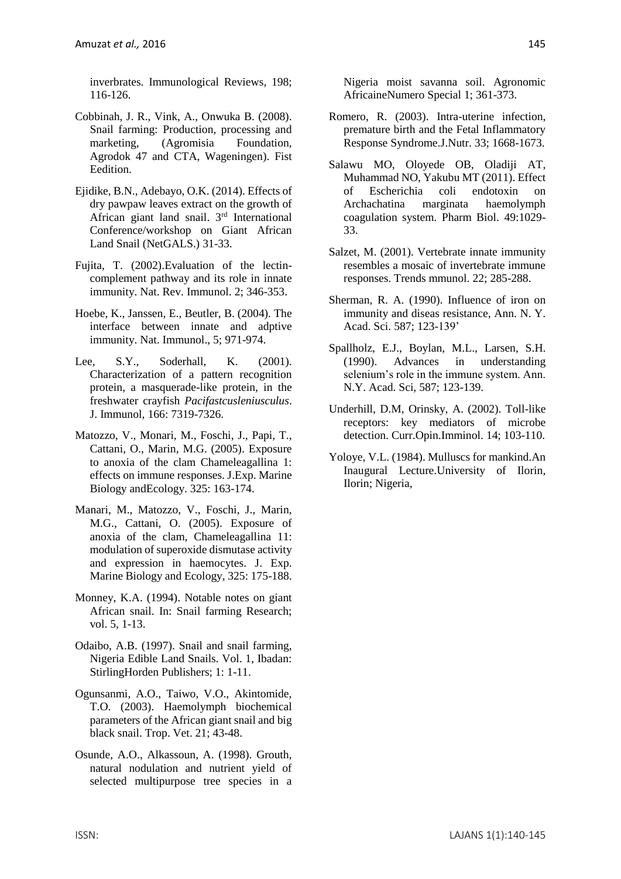inverbrates. Immunological Reviews, 198; 116-126.

Cobbinah, J. R., Vink, A., Onwuka B. (2008). Snail farming: Production, processing and marketing, (Agromisia Foundation, Agrodok 47 and CTA, Wageningen). Fist Eedition.

Ejidike, B.N., Adebayo, O.K. (2014). Effects of dry pawpaw leaves extract on the growth of African giant land snail. 3rd International Conference/workshop on Giant African Land Snail (NetGALS.) 31-33.

Fujita, T. (2002).Evaluation of the lectin-complement pathway and its role in innate immunity. Nat. Rev. Immunol. 2; 346-353.

Hoebe, K., Janssen, E., Beutler, B. (2004). The interface between innate and adptive immunity. Nat. Immunol., 5; 971-974.

Lee, S.Y., Soderhall, K. (2001). Characterization of a pattern recognition protein, a masquerade-like protein, in the freshwater crayfish *Pacifastcusleniusculus*. J. Immunol, 166: 7319-7326.

Matozzo, V., Monari, M., Foschi, J., Papi, T., Cattani, O., Marin, M.G. (2005). Exposure to anoxia of the clam Chameleagallina 1: effects on immune responses. J.Exp. Marine Biology andEcology. 325: 163-174.

Manari, M., Matozzo, V., Foschi, J., Marin, M.G., Cattani, O. (2005). Exposure of anoxia of the clam, Chameleagallina 11: modulation of superoxide dismutase activity and expression in haemocytes. J. Exp. Marine Biology and Ecology, 325: 175-188.

Monney, K.A. (1994). Notable notes on giant African snail. In: Snail farming Research; vol. 5, 1-13.

Odaibo, A.B. (1997). Snail and snail farming, Nigeria Edible Land Snails. Vol. 1, Ibadan: StirlingHorden Publishers; 1: 1-11.

Ogunsanmi, A.O., Taiwo, V.O., Akintomide, T.O. (2003). Haemolymph biochemical parameters of the African giant snail and big black snail. Trop. Vet. 21; 43-48.

Osunde, A.O., Alkassoun, A. (1998). Grouth, natural nodulation and nutrient yield of selected multipurpose tree species in a Nigeria moist savanna soil. Agronomic AfricaineNumero Special 1; 361-373.

Romero, R. (2003). Intra-uterine infection, premature birth and the Fetal Inflammatory Response Syndrome.J.Nutr. 33; 1668-1673.

Salawu MO, Oloyede OB, Oladiji AT, Muhammad NO, Yakubu MT (2011). Effect of Escherichia coli endotoxin on Archachatina marginata haemolymph coagulation system. Pharm Biol. 49:1029-33.

Salzet, M. (2001). Vertebrate innate immunity resembles a mosaic of invertebrate immune responses. Trends mmunol. 22; 285-288.

Sherman, R. A. (1990). Influence of iron on immunity and diseas resistance, Ann. N. Y. Acad. Sci. 587; 123-139'

Spallholz, E.J., Boylan, M.L., Larsen, S.H. (1990). Advances in understanding selenium's role in the immune system. Ann. N.Y. Acad. Sci, 587; 123-139.

Underhill, D.M, Orinsky, A. (2002). Toll-like receptors: key mediators of microbe detection. Curr.Opin.Imminol. 14; 103-110.

Yoloye, V.L. (1984). Mulluscs for mankind.An Inaugural Lecture.University of Ilorin, Ilorin; Nigeria,